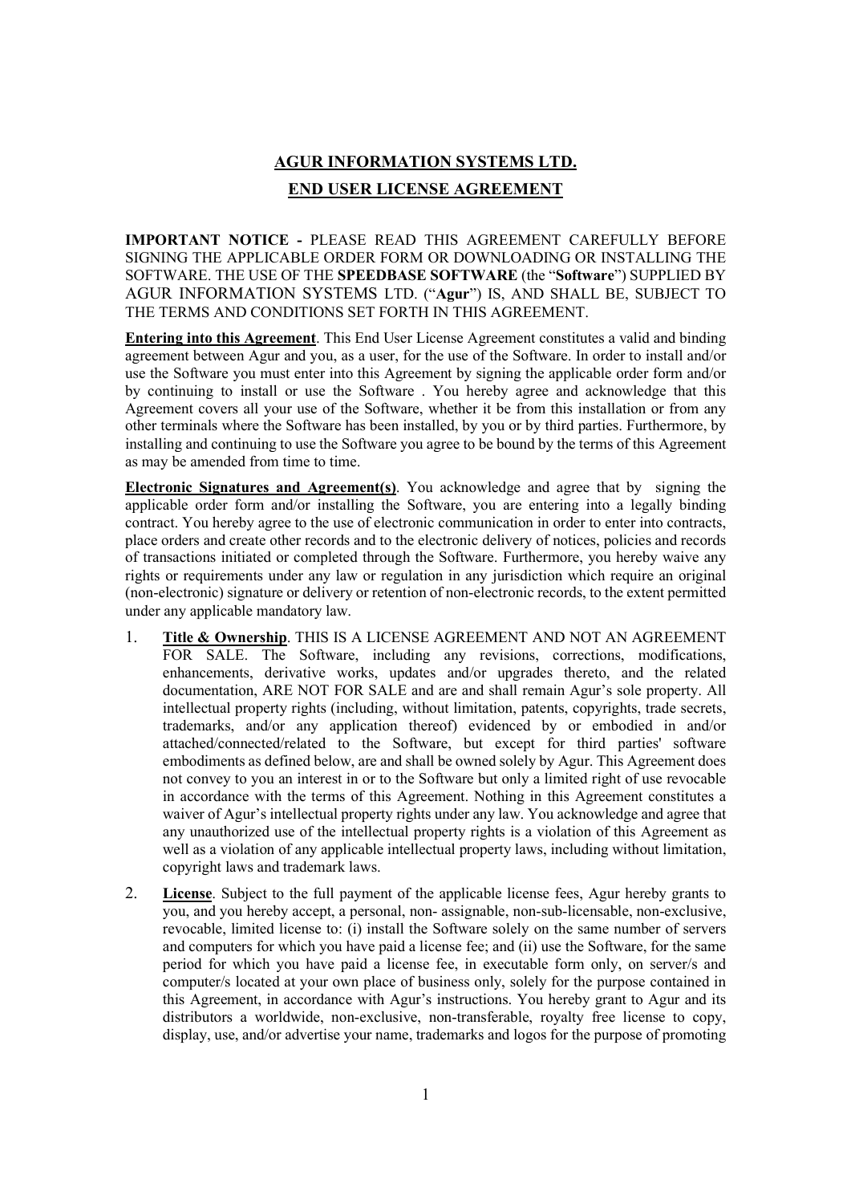## AGUR INFORMATION SYSTEMS LTD.

## END USER LICENSE AGREEMENT

**IMPORTANT NOTICE -** PLEASE READ THIS AGREEMENT CAREFULLY BEFORE SIGNING THE APPLICABLE ORDER FORM OR DOWNLOADING OR INSTALLING THE SOFTWARE. THE USE OF THE **SPEEDBASE SOFTWARE** (the "**Software**") SUPPLIED BY AGUR INFORMATION SYSTEMS LTD. ("**Agur**") IS, AND SHALL BE, SUBJECT TO THE TERMS AND CONDITIONS SET FORTH IN THIS AGREEMENT.

**Entering into this Agreement**. This End User License Agreement constitutes a valid and binding agreement between Agur and you, as a user, for the use of the Software. In order to install and/or use the Software you must enter into this Agreement by signing the applicable order form and/or by continuing to install or use the Software . You hereby agree and acknowledge that this Agreement covers all your use of the Software, whether it be from this installation or from any other terminals where the Software has been installed, by you or by third parties. Furthermore, by installing and continuing to use the Software you agree to be bound by the terms of this Agreement as may be amended from time to time.

**Electronic Signatures and Agreement(s)**. You acknowledge and agree that by signing the applicable order form and/or installing the Software, you are entering into a legally binding contract. You hereby agree to the use of electronic communication in order to enter into contracts, place orders and create other records and to the electronic delivery of notices, policies and records of transactions initiated or completed through the Software. Furthermore, you hereby waive any rights or requirements under any law or regulation in any jurisdiction which require an original (non-electronic) signature or delivery or retention of non-electronic records, to the extent permitted under any applicable mandatory law.

1. **Title & Ownership**. THIS IS A LICENSE AGREEMENT AND NOT AN AGREEMENT FOR SALE. The Software, including any revisions, corrections, modifications, enhancements, derivative works, updates and/or upgrades thereto, and the related documentation, ARE NOT FOR SALE and are and shall remain Agur's sole property. All intellectual property rights (including, without limitation, patents, copyrights, trade secrets, trademarks, and/or any application thereof) evidenced by or embodied in and/or attached/connected/related to the Software, but except for third parties' software embodiments as defined below, are and shall be owned solely by Agur. This Agreement does not convey to you an interest in or to the Software but only a limited right of use revocable in accordance with the terms of this Agreement. Nothing in this Agreement constitutes a waiver of Agur's intellectual property rights under any law. You acknowledge and agree that any unauthorized use of the intellectual property rights is a violation of this Agreement as well as a violation of any applicable intellectual property laws, including without limitation, copyright laws and trademark laws.

2. **License**. Subject to the full payment of the applicable license fees, Agur hereby grants to you, and you hereby accept, a personal, non- assignable, non-sub-licensable, non-exclusive, revocable, limited license to: (i) install the Software solely on the same number of servers and computers for which you have paid a license fee; and (ii) use the Software, for the same period for which you have paid a license fee, in executable form only, on server/s and computer/s located at your own place of business only, solely for the purpose contained in this Agreement, in accordance with Agur's instructions. You hereby grant to Agur and its distributors a worldwide, non-exclusive, non-transferable, royalty free license to copy, display, use, and/or advertise your name, trademarks and logos for the purpose of promoting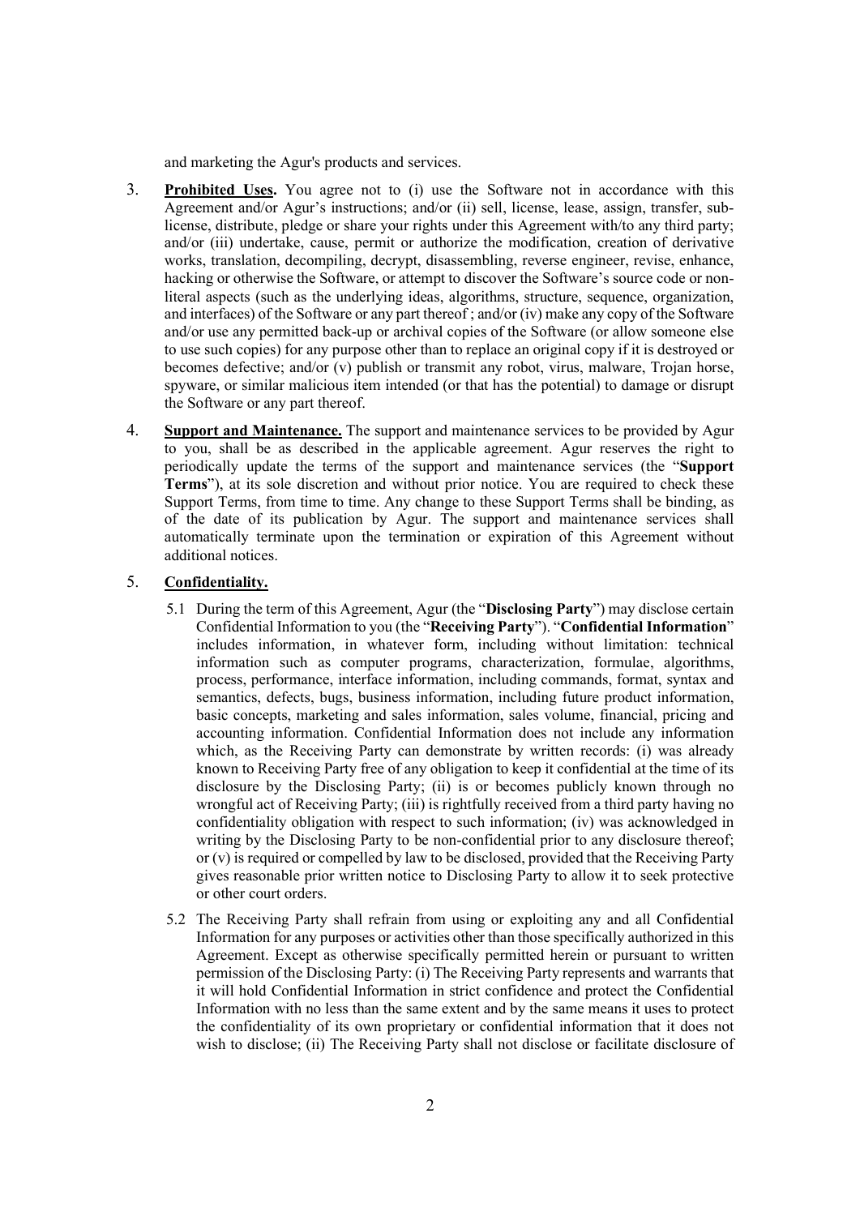and marketing the Agur's products and services.

3. **Prohibited Uses.** You agree not to (i) use the Software not in accordance with this Agreement and/or Agur's instructions; and/or (ii) sell, license, lease, assign, transfer, sub-license, distribute, pledge or share your rights under this Agreement with/to any third party; and/or (iii) undertake, cause, permit or authorize the modification, creation of derivative works, translation, decompiling, decrypt, disassembling, reverse engineer, revise, enhance, hacking or otherwise the Software, or attempt to discover the Software's source code or non-literal aspects (such as the underlying ideas, algorithms, structure, sequence, organization, and interfaces) of the Software or any part thereof ; and/or (iv) make any copy of the Software and/or use any permitted back-up or archival copies of the Software (or allow someone else to use such copies) for any purpose other than to replace an original copy if it is destroyed or becomes defective; and/or (v) publish or transmit any robot, virus, malware, Trojan horse, spyware, or similar malicious item intended (or that has the potential) to damage or disrupt the Software or any part thereof.

4. **Support and Maintenance.** The support and maintenance services to be provided by Agur to you, shall be as described in the applicable agreement. Agur reserves the right to periodically update the terms of the support and maintenance services (the "**Support Terms**"), at its sole discretion and without prior notice. You are required to check these Support Terms, from time to time. Any change to these Support Terms shall be binding, as of the date of its publication by Agur. The support and maintenance services shall automatically terminate upon the termination or expiration of this Agreement without additional notices.

5. **Confidentiality.**

   5.1 During the term of this Agreement, Agur (the "**Disclosing Party**") may disclose certain Confidential Information to you (the "**Receiving Party**"). "**Confidential Information**" includes information, in whatever form, including without limitation: technical information such as computer programs, characterization, formulae, algorithms, process, performance, interface information, including commands, format, syntax and semantics, defects, bugs, business information, including future product information, basic concepts, marketing and sales information, sales volume, financial, pricing and accounting information. Confidential Information does not include any information which, as the Receiving Party can demonstrate by written records: (i) was already known to Receiving Party free of any obligation to keep it confidential at the time of its disclosure by the Disclosing Party; (ii) is or becomes publicly known through no wrongful act of Receiving Party; (iii) is rightfully received from a third party having no confidentiality obligation with respect to such information; (iv) was acknowledged in writing by the Disclosing Party to be non-confidential prior to any disclosure thereof; or (v) is required or compelled by law to be disclosed, provided that the Receiving Party gives reasonable prior written notice to Disclosing Party to allow it to seek protective or other court orders.

   5.2 The Receiving Party shall refrain from using or exploiting any and all Confidential Information for any purposes or activities other than those specifically authorized in this Agreement. Except as otherwise specifically permitted herein or pursuant to written permission of the Disclosing Party: (i) The Receiving Party represents and warrants that it will hold Confidential Information in strict confidence and protect the Confidential Information with no less than the same extent and by the same means it uses to protect the confidentiality of its own proprietary or confidential information that it does not wish to disclose; (ii) The Receiving Party shall not disclose or facilitate disclosure of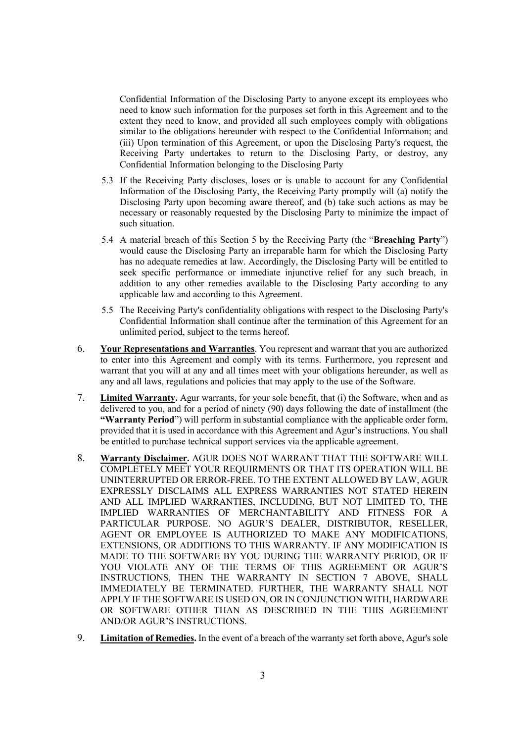Confidential Information of the Disclosing Party to anyone except its employees who need to know such information for the purposes set forth in this Agreement and to the extent they need to know, and provided all such employees comply with obligations similar to the obligations hereunder with respect to the Confidential Information; and (iii) Upon termination of this Agreement, or upon the Disclosing Party's request, the Receiving Party undertakes to return to the Disclosing Party, or destroy, any Confidential Information belonging to the Disclosing Party

5.3 If the Receiving Party discloses, loses or is unable to account for any Confidential Information of the Disclosing Party, the Receiving Party promptly will (a) notify the Disclosing Party upon becoming aware thereof, and (b) take such actions as may be necessary or reasonably requested by the Disclosing Party to minimize the impact of such situation.

5.4 A material breach of this Section 5 by the Receiving Party (the "**Breaching Party**") would cause the Disclosing Party an irreparable harm for which the Disclosing Party has no adequate remedies at law. Accordingly, the Disclosing Party will be entitled to seek specific performance or immediate injunctive relief for any such breach, in addition to any other remedies available to the Disclosing Party according to any applicable law and according to this Agreement.

5.5 The Receiving Party's confidentiality obligations with respect to the Disclosing Party's Confidential Information shall continue after the termination of this Agreement for an unlimited period, subject to the terms hereof.

6. **Your Representations and Warranties**. You represent and warrant that you are authorized to enter into this Agreement and comply with its terms. Furthermore, you represent and warrant that you will at any and all times meet with your obligations hereunder, as well as any and all laws, regulations and policies that may apply to the use of the Software.

7. **Limited Warranty.** Agur warrants, for your sole benefit, that (i) the Software, when and as delivered to you, and for a period of ninety (90) days following the date of installment (the **"Warranty Period"**) will perform in substantial compliance with the applicable order form, provided that it is used in accordance with this Agreement and Agur's instructions. You shall be entitled to purchase technical support services via the applicable agreement.

8. **Warranty Disclaimer.** AGUR DOES NOT WARRANT THAT THE SOFTWARE WILL COMPLETELY MEET YOUR REQUIRMENTS OR THAT ITS OPERATION WILL BE UNINTERRUPTED OR ERROR-FREE. TO THE EXTENT ALLOWED BY LAW, AGUR EXPRESSLY DISCLAIMS ALL EXPRESS WARRANTIES NOT STATED HEREIN AND ALL IMPLIED WARRANTIES, INCLUDING, BUT NOT LIMITED TO, THE IMPLIED WARRANTIES OF MERCHANTABILITY AND FITNESS FOR A PARTICULAR PURPOSE. NO AGUR'S DEALER, DISTRIBUTOR, RESELLER, AGENT OR EMPLOYEE IS AUTHORIZED TO MAKE ANY MODIFICATIONS, EXTENSIONS, OR ADDITIONS TO THIS WARRANTY. IF ANY MODIFICATION IS MADE TO THE SOFTWARE BY YOU DURING THE WARRANTY PERIOD, OR IF YOU VIOLATE ANY OF THE TERMS OF THIS AGREEMENT OR AGUR'S INSTRUCTIONS, THEN THE WARRANTY IN SECTION 7 ABOVE, SHALL IMMEDIATELY BE TERMINATED. FURTHER, THE WARRANTY SHALL NOT APPLY IF THE SOFTWARE IS USED ON, OR IN CONJUNCTION WITH, HARDWARE OR SOFTWARE OTHER THAN AS DESCRIBED IN THE THIS AGREEMENT AND/OR AGUR'S INSTRUCTIONS.

9. **Limitation of Remedies.** In the event of a breach of the warranty set forth above, Agur's sole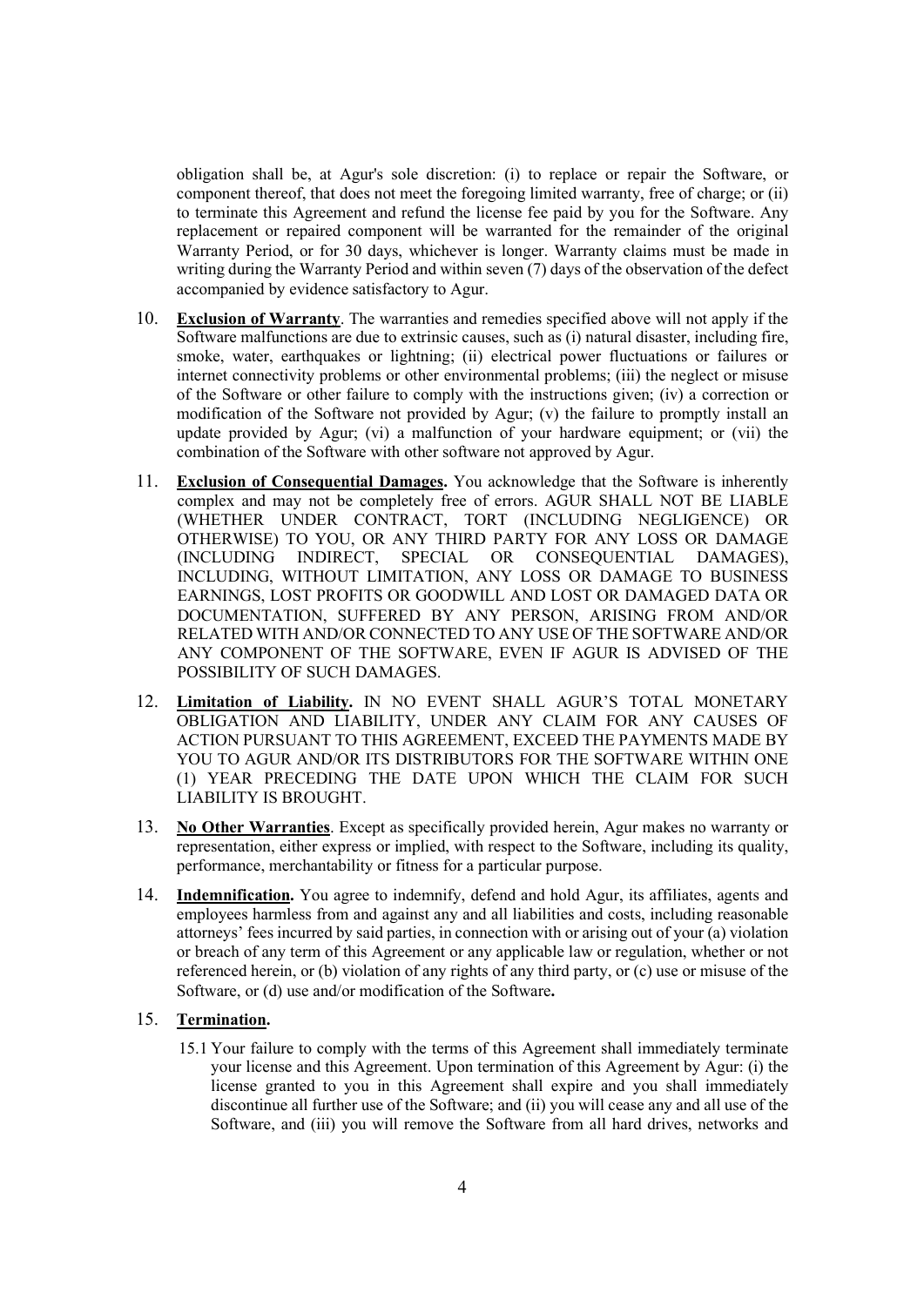obligation shall be, at Agur's sole discretion: (i) to replace or repair the Software, or component thereof, that does not meet the foregoing limited warranty, free of charge; or (ii) to terminate this Agreement and refund the license fee paid by you for the Software. Any replacement or repaired component will be warranted for the remainder of the original Warranty Period, or for 30 days, whichever is longer. Warranty claims must be made in writing during the Warranty Period and within seven (7) days of the observation of the defect accompanied by evidence satisfactory to Agur.

10. **Exclusion of Warranty**. The warranties and remedies specified above will not apply if the Software malfunctions are due to extrinsic causes, such as (i) natural disaster, including fire, smoke, water, earthquakes or lightning; (ii) electrical power fluctuations or failures or internet connectivity problems or other environmental problems; (iii) the neglect or misuse of the Software or other failure to comply with the instructions given; (iv) a correction or modification of the Software not provided by Agur; (v) the failure to promptly install an update provided by Agur; (vi) a malfunction of your hardware equipment; or (vii) the combination of the Software with other software not approved by Agur.

11. **Exclusion of Consequential Damages.** You acknowledge that the Software is inherently complex and may not be completely free of errors. AGUR SHALL NOT BE LIABLE (WHETHER UNDER CONTRACT, TORT (INCLUDING NEGLIGENCE) OR OTHERWISE) TO YOU, OR ANY THIRD PARTY FOR ANY LOSS OR DAMAGE (INCLUDING INDIRECT, SPECIAL OR CONSEQUENTIAL DAMAGES), INCLUDING, WITHOUT LIMITATION, ANY LOSS OR DAMAGE TO BUSINESS EARNINGS, LOST PROFITS OR GOODWILL AND LOST OR DAMAGED DATA OR DOCUMENTATION, SUFFERED BY ANY PERSON, ARISING FROM AND/OR RELATED WITH AND/OR CONNECTED TO ANY USE OF THE SOFTWARE AND/OR ANY COMPONENT OF THE SOFTWARE, EVEN IF AGUR IS ADVISED OF THE POSSIBILITY OF SUCH DAMAGES.

12. **Limitation of Liability.** IN NO EVENT SHALL AGUR'S TOTAL MONETARY OBLIGATION AND LIABILITY, UNDER ANY CLAIM FOR ANY CAUSES OF ACTION PURSUANT TO THIS AGREEMENT, EXCEED THE PAYMENTS MADE BY YOU TO AGUR AND/OR ITS DISTRIBUTORS FOR THE SOFTWARE WITHIN ONE (1) YEAR PRECEDING THE DATE UPON WHICH THE CLAIM FOR SUCH LIABILITY IS BROUGHT.

13. **No Other Warranties**. Except as specifically provided herein, Agur makes no warranty or representation, either express or implied, with respect to the Software, including its quality, performance, merchantability or fitness for a particular purpose.

14. **Indemnification.** You agree to indemnify, defend and hold Agur, its affiliates, agents and employees harmless from and against any and all liabilities and costs, including reasonable attorneys' fees incurred by said parties, in connection with or arising out of your (a) violation or breach of any term of this Agreement or any applicable law or regulation, whether or not referenced herein, or (b) violation of any rights of any third party, or (c) use or misuse of the Software, or (d) use and/or modification of the Software**.**

15. **Termination.**

    15.1 Your failure to comply with the terms of this Agreement shall immediately terminate your license and this Agreement. Upon termination of this Agreement by Agur: (i) the license granted to you in this Agreement shall expire and you shall immediately discontinue all further use of the Software; and (ii) you will cease any and all use of the Software, and (iii) you will remove the Software from all hard drives, networks and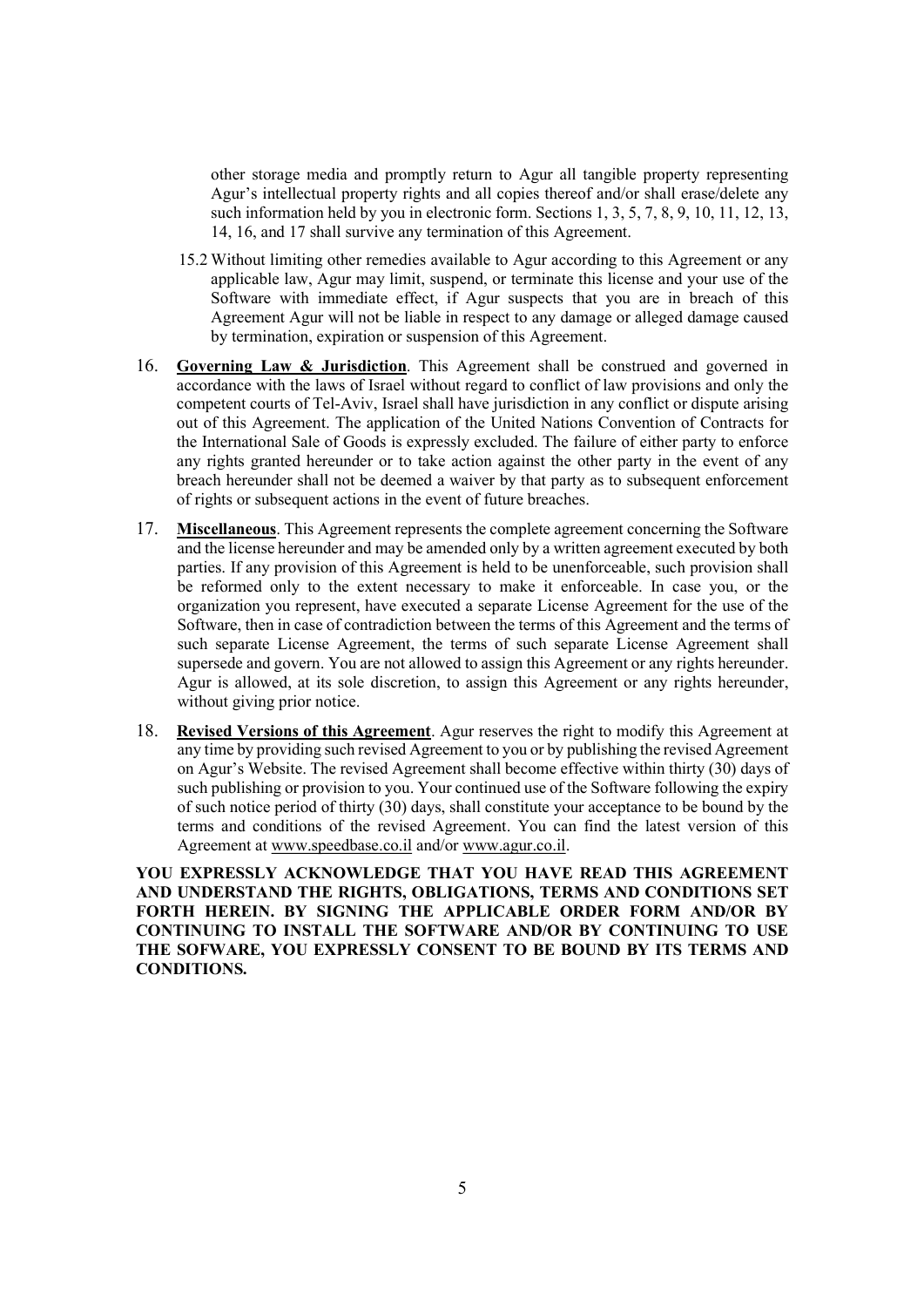other storage media and promptly return to Agur all tangible property representing Agur's intellectual property rights and all copies thereof and/or shall erase/delete any such information held by you in electronic form. Sections 1, 3, 5, 7, 8, 9, 10, 11, 12, 13, 14, 16, and 17 shall survive any termination of this Agreement.

15.2 Without limiting other remedies available to Agur according to this Agreement or any applicable law, Agur may limit, suspend, or terminate this license and your use of the Software with immediate effect, if Agur suspects that you are in breach of this Agreement Agur will not be liable in respect to any damage or alleged damage caused by termination, expiration or suspension of this Agreement.

16. **Governing Law & Jurisdiction**. This Agreement shall be construed and governed in accordance with the laws of Israel without regard to conflict of law provisions and only the competent courts of Tel-Aviv, Israel shall have jurisdiction in any conflict or dispute arising out of this Agreement. The application of the United Nations Convention of Contracts for the International Sale of Goods is expressly excluded. The failure of either party to enforce any rights granted hereunder or to take action against the other party in the event of any breach hereunder shall not be deemed a waiver by that party as to subsequent enforcement of rights or subsequent actions in the event of future breaches.

17. **Miscellaneous**. This Agreement represents the complete agreement concerning the Software and the license hereunder and may be amended only by a written agreement executed by both parties. If any provision of this Agreement is held to be unenforceable, such provision shall be reformed only to the extent necessary to make it enforceable. In case you, or the organization you represent, have executed a separate License Agreement for the use of the Software, then in case of contradiction between the terms of this Agreement and the terms of such separate License Agreement, the terms of such separate License Agreement shall supersede and govern. You are not allowed to assign this Agreement or any rights hereunder. Agur is allowed, at its sole discretion, to assign this Agreement or any rights hereunder, without giving prior notice.

18. **Revised Versions of this Agreement**. Agur reserves the right to modify this Agreement at any time by providing such revised Agreement to you or by publishing the revised Agreement on Agur's Website. The revised Agreement shall become effective within thirty (30) days of such publishing or provision to you. Your continued use of the Software following the expiry of such notice period of thirty (30) days, shall constitute your acceptance to be bound by the terms and conditions of the revised Agreement. You can find the latest version of this Agreement at www.speedbase.co.il and/or www.agur.co.il.

**YOU EXPRESSLY ACKNOWLEDGE THAT YOU HAVE READ THIS AGREEMENT AND UNDERSTAND THE RIGHTS, OBLIGATIONS, TERMS AND CONDITIONS SET FORTH HEREIN. BY SIGNING THE APPLICABLE ORDER FORM AND/OR BY CONTINUING TO INSTALL THE SOFTWARE AND/OR BY CONTINUING TO USE THE SOFWARE, YOU EXPRESSLY CONSENT TO BE BOUND BY ITS TERMS AND CONDITIONS.**